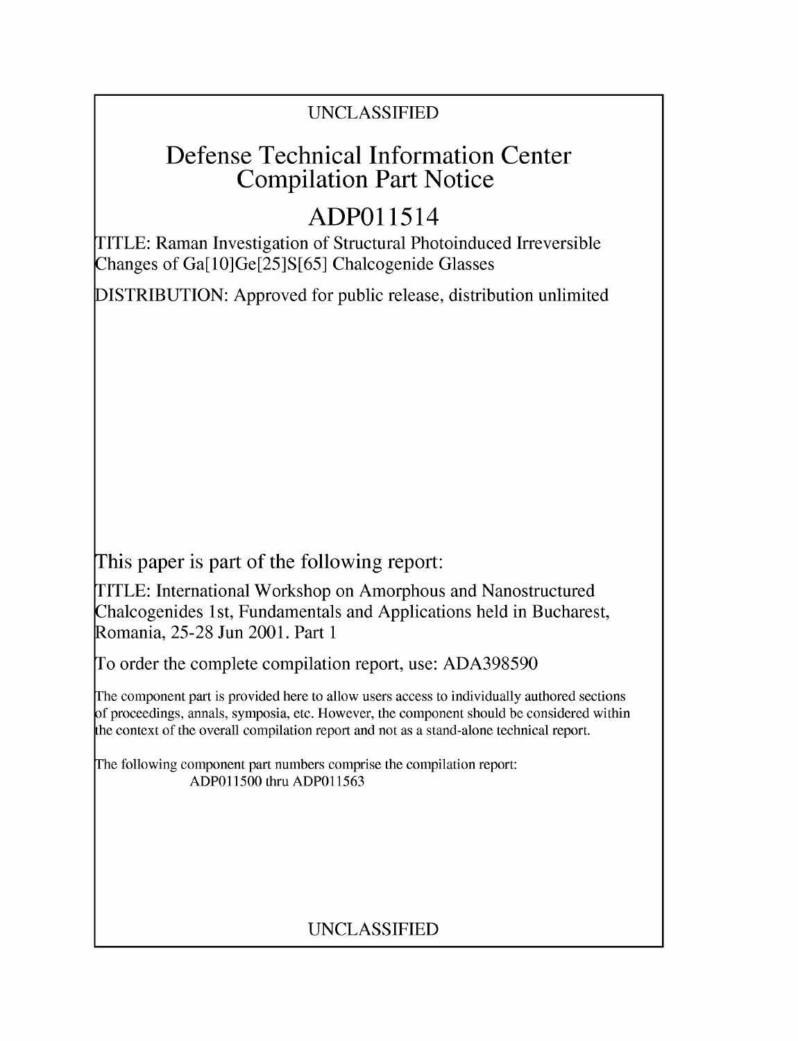UNCLASSIFIED

# Defense Technical Information Center Compilation Part Notice

## ADP011514

TITLE: Raman Investigation of Structural Photoinduced Irreversible Changes of Ga[10]Ge[25]S[65] Chalcogenide Glasses

DISTRIBUTION: Approved for public release, distribution unlimited

This paper is part of the following report:

TITLE: International Workshop on Amorphous and Nanostructured Chalcogenides 1st, Fundamentals and Applications held in Bucharest, Romania, 25-28 Jun 2001. Part 1

To order the complete compilation report, use: ADA398590

The component part is provided here to allow users access to individually authored sections of proceedings, annals, symposia, etc. However, the component should be considered within the context of the overall compilation report and not as a stand-alone technical report.

The following component part numbers comprise the compilation report:
ADP011500 thru ADP011563

UNCLASSIFIED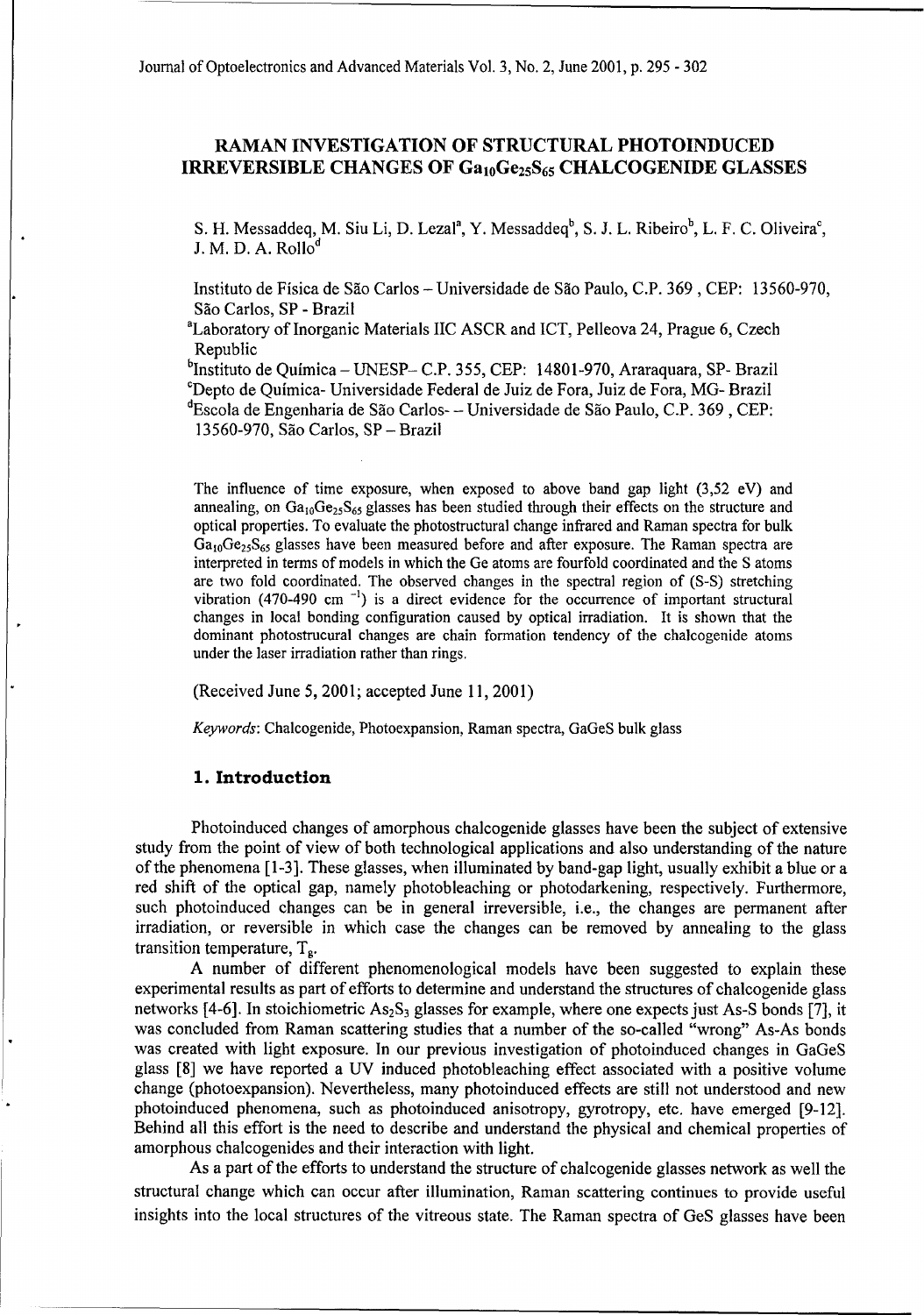# RAMAN INVESTIGATION OF STRUCTURAL PHOTOINDUCED IRREVERSIBLE CHANGES OF $Ga_{10}Ge_{25}S_{65}$ CHALCOGENIDE GLASSES

S. H. Messaddeq, M. Siu Li, D. Lezal[a], Y. Messaddeq[b], S. J. L. Ribeiro[b], L. F. C. Oliveira[c], J. M. D. A. Rollo[d]

Instituto de Física de São Carlos – Universidade de São Paulo, C.P. 369 , CEP: 13560-970, São Carlos, SP - Brazil

[a]Laboratory of Inorganic Materials IIC ASCR and ICT, Pelleova 24, Prague 6, Czech Republic

[b]Instituto de Química – UNESP– C.P. 355, CEP: 14801-970, Araraquara, SP- Brazil

[c]Depto de Química- Universidade Federal de Juiz de Fora, Juiz de Fora, MG- Brazil

[d]Escola de Engenharia de São Carlos- – Universidade de São Paulo, C.P. 369 , CEP: 13560-970, São Carlos, SP – Brazil

The influence of time exposure, when exposed to above band gap light (3,52 eV) and annealing, on $Ga_{10}Ge_{25}S_{65}$ glasses has been studied through their effects on the structure and optical properties. To evaluate the photostructural change infrared and Raman spectra for bulk $Ga_{10}Ge_{25}S_{65}$ glasses have been measured before and after exposure. The Raman spectra are interpreted in terms of models in which the Ge atoms are fourfold coordinated and the S atoms are two fold coordinated. The observed changes in the spectral region of (S-S) stretching vibration (470-490 $cm^{-1}$) is a direct evidence for the occurrence of important structural changes in local bonding configuration caused by optical irradiation. It is shown that the dominant photostrucural changes are chain formation tendency of the chalcogenide atoms under the laser irradiation rather than rings.

(Received June 5, 2001; accepted June 11, 2001)

*Keywords*: Chalcogenide, Photoexpansion, Raman spectra, GaGeS bulk glass

## 1. Introduction

Photoinduced changes of amorphous chalcogenide glasses have been the subject of extensive study from the point of view of both technological applications and also understanding of the nature of the phenomena [1-3]. These glasses, when illuminated by band-gap light, usually exhibit a blue or a red shift of the optical gap, namely photobleaching or photodarkening, respectively. Furthermore, such photoinduced changes can be in general irreversible, i.e., the changes are permanent after irradiation, or reversible in which case the changes can be removed by annealing to the glass transition temperature, $T_g$.

A number of different phenomenological models have been suggested to explain these experimental results as part of efforts to determine and understand the structures of chalcogenide glass networks [4-6]. In stoichiometric $As_2S_3$ glasses for example, where one expects just As-S bonds [7], it was concluded from Raman scattering studies that a number of the so-called "wrong" As-As bonds was created with light exposure. In our previous investigation of photoinduced changes in GaGeS glass [8] we have reported a UV induced photobleaching effect associated with a positive volume change (photoexpansion). Nevertheless, many photoinduced effects are still not understood and new photoinduced phenomena, such as photoinduced anisotropy, gyrotropy, etc. have emerged [9-12]. Behind all this effort is the need to describe and understand the physical and chemical properties of amorphous chalcogenides and their interaction with light.

As a part of the efforts to understand the structure of chalcogenide glasses network as well the structural change which can occur after illumination, Raman scattering continues to provide useful insights into the local structures of the vitreous state. The Raman spectra of GeS glasses have been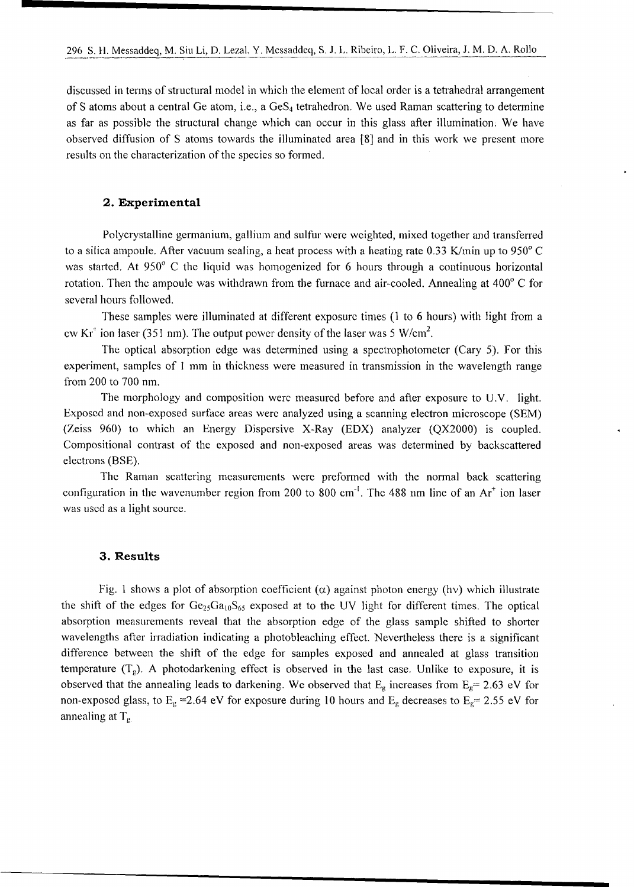discussed in terms of structural model in which the element of local order is a tetrahedral arrangement of S atoms about a central Ge atom, i.e., a $GeS_4$ tetrahedron. We used Raman scattering to determine as far as possible the structural change which can occur in this glass after illumination. We have observed diffusion of S atoms towards the illuminated area [8] and in this work we present more results on the characterization of the species so formed.

## 2. Experimental

Polycrystalline germanium, gallium and sulfur were weighted, mixed together and transferred to a silica ampoule. After vacuum sealing, a heat process with a heating rate 0.33 K/min up to 950° C was started. At 950° C the liquid was homogenized for 6 hours through a continuous horizontal rotation. Then the ampoule was withdrawn from the furnace and air-cooled. Annealing at 400° C for several hours followed.

These samples were illuminated at different exposure times (1 to 6 hours) with light from a cw $Kr^+$ ion laser (351 nm). The output power density of the laser was 5 $W/cm^2$.

The optical absorption edge was determined using a spectrophotometer (Cary 5). For this experiment, samples of 1 mm in thickness were measured in transmission in the wavelength range from 200 to 700 nm.

The morphology and composition were measured before and after exposure to U.V. light. Exposed and non-exposed surface areas were analyzed using a scanning electron microscope (SEM) (Zeiss 960) to which an Energy Dispersive X-Ray (EDX) analyzer (QX2000) is coupled. Compositional contrast of the exposed and non-exposed areas was determined by backscattered electrons (BSE).

The Raman scattering measurements were preformed with the normal back scattering configuration in the wavenumber region from 200 to 800 $cm^{-1}$. The 488 nm line of an $Ar^+$ ion laser was used as a light source.

## 3. Results

Fig. 1 shows a plot of absorption coefficient ($\alpha$) against photon energy ($h\nu$) which illustrate the shift of the edges for $Ge_{25}Ga_{10}S_{65}$ exposed at to the UV light for different times. The optical absorption measurements reveal that the absorption edge of the glass sample shifted to shorter wavelengths after irradiation indicating a photobleaching effect. Nevertheless there is a significant difference between the shift of the edge for samples exposed and annealed at glass transition temperature ($T_g$). A photodarkening effect is observed in the last case. Unlike to exposure, it is observed that the annealing leads to darkening. We observed that $E_g$ increases from $E_g$= 2.63 eV for non-exposed glass, to $E_g$ =2.64 eV for exposure during 10 hours and $E_g$ decreases to $E_g$= 2.55 eV for annealing at $T_g$.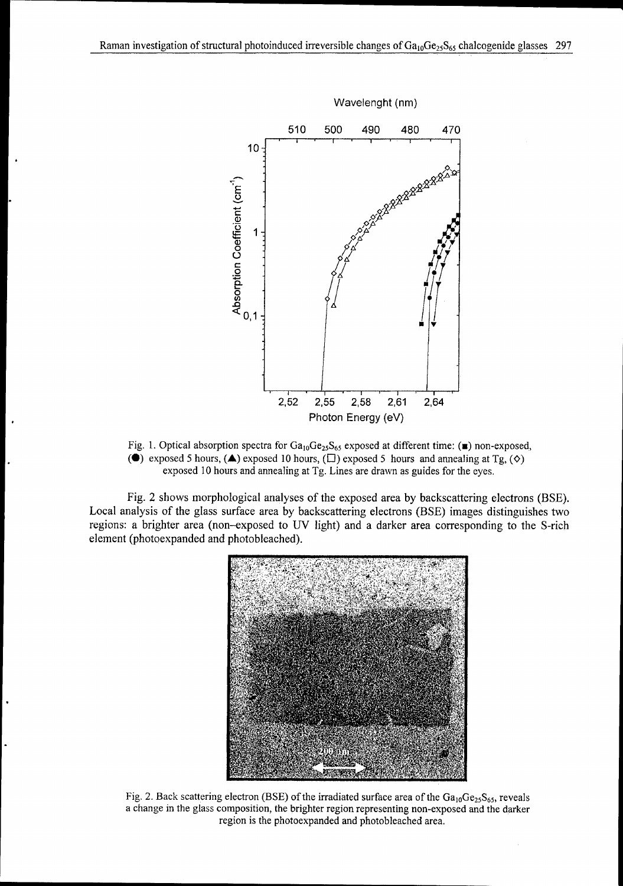Fig. 1. Optical absorption spectra for $Ga_{10}Ge_{25}S_{65}$ exposed at different time: (■) non-exposed, (●) exposed 5 hours, (▲) exposed 10 hours, (□) exposed 5 hours and annealing at Tg, (◇) exposed 10 hours and annealing at Tg. Lines are drawn as guides for the eyes.

Fig. 2 shows morphological analyses of the exposed area by backscattering electrons (BSE). Local analysis of the glass surface area by backscattering electrons (BSE) images distinguishes two regions: a brighter area (non–exposed to UV light) and a darker area corresponding to the S-rich element (photoexpanded and photobleached).

Fig. 2. Back scattering electron (BSE) of the irradiated surface area of the $Ga_{10}Ge_{25}S_{65}$, reveals a change in the glass composition, the brighter region representing non-exposed and the darker region is the photoexpanded and photobleached area.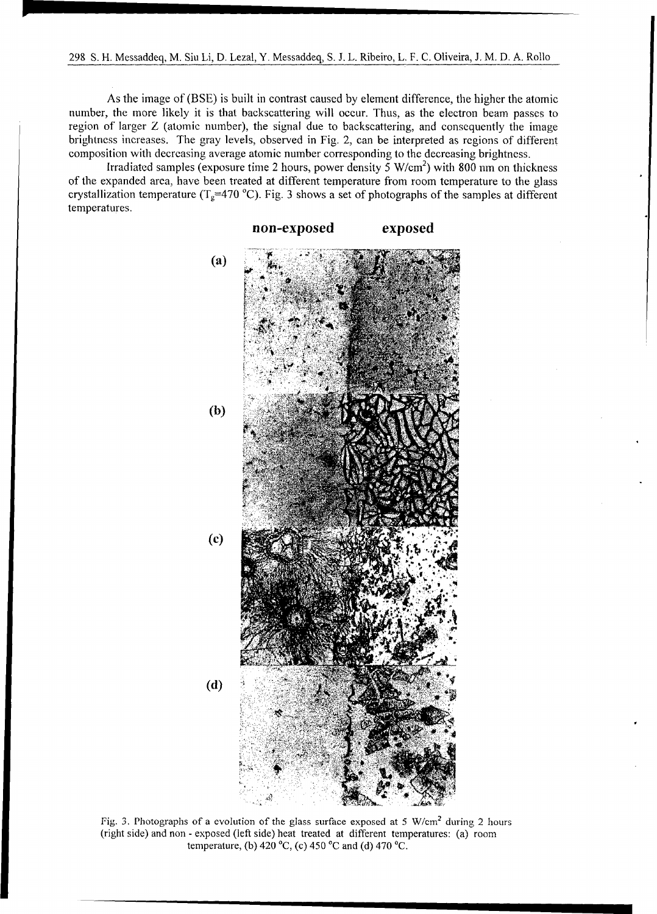As the image of (BSE) is built in contrast caused by element difference, the higher the atomic number, the more likely it is that backscattering will occur. Thus, as the electron beam passes to region of larger Z (atomic number), the signal due to backscattering, and consequently the image brightness increases. The gray levels, observed in Fig. 2, can be interpreted as regions of different composition with decreasing average atomic number corresponding to the decreasing brightness.

Irradiated samples (exposure time 2 hours, power density 5 W/cm$^2$) with 800 nm on thickness of the expanded area, have been treated at different temperature from room temperature to the glass crystallization temperature ($T_g$=470 °C). Fig. 3 shows a set of photographs of the samples at different temperatures.

Fig. 3. Photographs of a evolution of the glass surface exposed at 5 W/cm$^2$ during 2 hours (right side) and non - exposed (left side) heat treated at different temperatures: (a) room temperature, (b) 420 °C, (c) 450 °C and (d) 470 °C.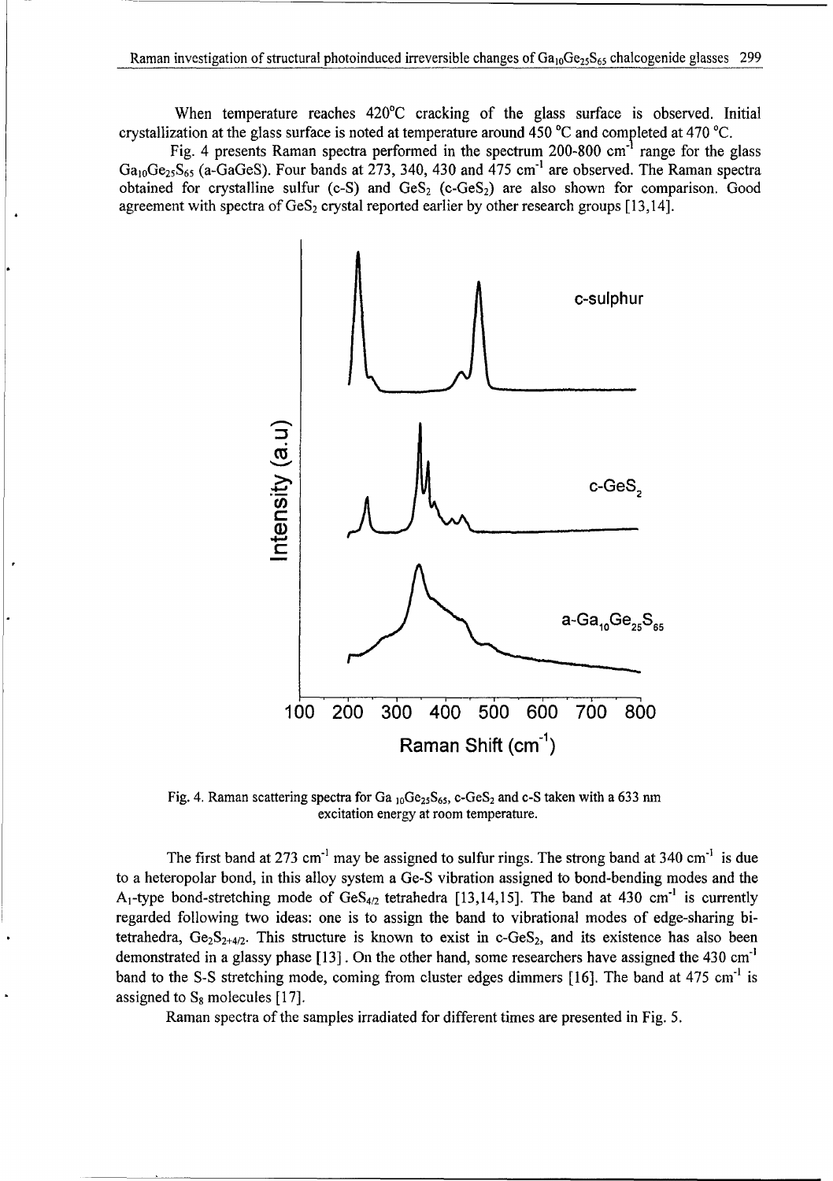When temperature reaches 420°C cracking of the glass surface is observed. Initial crystallization at the glass surface is noted at temperature around 450 °C and completed at 470 °C.

Fig. 4 presents Raman spectra performed in the spectrum 200-800 $cm^{-1}$ range for the glass $Ga_{10}Ge_{25}S_{65}$ (a-GaGeS). Four bands at 273, 340, 430 and 475 $cm^{-1}$ are observed. The Raman spectra obtained for crystalline sulfur (c-S) and $GeS_2$ (c-$GeS_2$) are also shown for comparison. Good agreement with spectra of $GeS_2$ crystal reported earlier by other research groups [13,14].

Fig. 4. Raman scattering spectra for Ga $_{10}Ge_{25}S_{65}$, c-$GeS_2$ and c-S taken with a 633 nm excitation energy at room temperature.

The first band at 273 $cm^{-1}$ may be assigned to sulfur rings. The strong band at 340 $cm^{-1}$ is due to a heteropolar bond, in this alloy system a Ge-S vibration assigned to bond-bending modes and the $A_1$-type bond-stretching mode of $GeS_{4/2}$ tetrahedra [13,14,15]. The band at 430 $cm^{-1}$ is currently regarded following two ideas: one is to assign the band to vibrational modes of edge-sharing bi-tetrahedra, $Ge_2S_{2+4/2}$. This structure is known to exist in c-$GeS_2$, and its existence has also been demonstrated in a glassy phase [13]. On the other hand, some researchers have assigned the 430 $cm^{-1}$ band to the S-S stretching mode, coming from cluster edges dimmers [16]. The band at 475 $cm^{-1}$ is assigned to $S_8$ molecules [17].

Raman spectra of the samples irradiated for different times are presented in Fig. 5.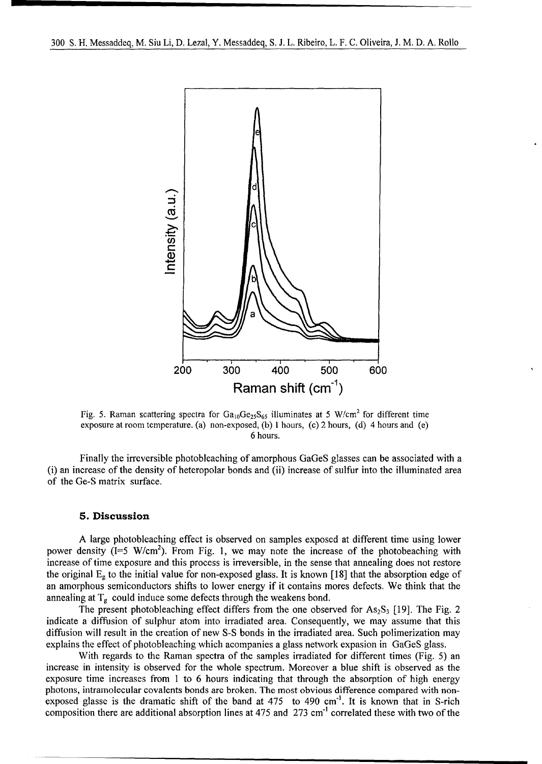Fig. 5. Raman scattering spectra for $Ga_{10}Ge_{25}S_{65}$ illuminates at 5 W/cm$^2$ for different time exposure at room temperature. (a) non-exposed, (b) 1 hours, (c) 2 hours, (d) 4 hours and (e) 6 hours.

Finally the irreversible photobleaching of amorphous GaGeS glasses can be associated with a (i) an increase of the density of heteropolar bonds and (ii) increase of sulfur into the illuminated area of the Ge-S matrix surface.

## 5. Discussion

A large photobleaching effect is observed on samples exposed at different time using lower power density (I=5 W/cm$^2$). From Fig. 1, we may note the increase of the photobeaching with increase of time exposure and this process is irreversible, in the sense that annealing does not restore the original $E_g$ to the initial value for non-exposed glass. It is known [18] that the absorption edge of an amorphous semiconductors shifts to lower energy if it contains mores defects. We think that the annealing at $T_g$ could induce some defects through the weakens bond.

The present photobleaching effect differs from the one observed for $As_2S_3$ [19]. The Fig. 2 indicate a diffusion of sulphur atom into irradiated area. Consequently, we may assume that this diffusion will result in the creation of new S-S bonds in the irradiated area. Such polimerization may explains the effect of photobleaching which acompanies a glass network expasion in GaGeS glass.

With regards to the Raman spectra of the samples irradiated for different times (Fig. 5) an increase in intensity is observed for the whole spectrum. Moreover a blue shift is observed as the exposure time increases from 1 to 6 hours indicating that through the absorption of high energy photons, intramolecular covalents bonds are broken. The most obvious difference compared with non-exposed glassc is the dramatic shift of the band at 475 to 490 cm$^{-1}$. It is known that in S-rich composition there are additional absorption lines at 475 and 273 cm$^{-1}$ correlated these with two of the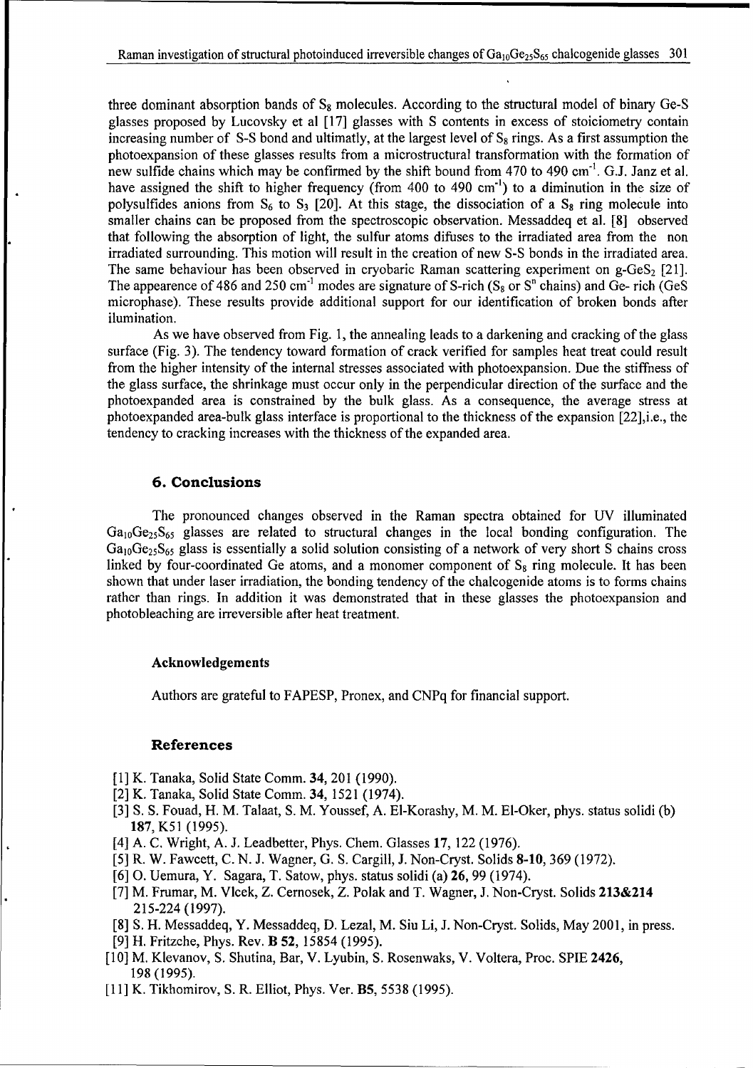three dominant absorption bands of $S_8$ molecules. According to the structural model of binary Ge-S glasses proposed by Lucovsky et al [17] glasses with S contents in excess of stoiciometry contain increasing number of S-S bond and ultimatly, at the largest level of $S_8$ rings. As a first assumption the photoexpansion of these glasses results from a microstructural transformation with the formation of new sulfide chains which may be confirmed by the shift bound from 470 to 490 $cm^{-1}$. G.J. Janz et al. have assigned the shift to higher frequency (from 400 to 490 $cm^{-1}$) to a diminution in the size of polysulfides anions from $S_6$ to $S_3$ [20]. At this stage, the dissociation of a $S_8$ ring molecule into smaller chains can be proposed from the spectroscopic observation. Messaddeq et al. [8] observed that following the absorption of light, the sulfur atoms difuses to the irradiated area from the non irradiated surrounding. This motion will result in the creation of new S-S bonds in the irradiated area. The same behaviour has been observed in cryobaric Raman scattering experiment on g-$GeS_2$ [21]. The appearence of 486 and 250 $cm^{-1}$ modes are signature of S-rich ($S_8$ or $S^n$ chains) and Ge- rich (GeS microphase). These results provide additional support for our identification of broken bonds after ilumination.

As we have observed from Fig. 1, the annealing leads to a darkening and cracking of the glass surface (Fig. 3). The tendency toward formation of crack verified for samples heat treat could result from the higher intensity of the internal stresses associated with photoexpansion. Due the stiffness of the glass surface, the shrinkage must occur only in the perpendicular direction of the surface and the photoexpanded area is constrained by the bulk glass. As a consequence, the average stress at photoexpanded area-bulk glass interface is proportional to the thickness of the expansion [22],i.e., the tendency to cracking increases with the thickness of the expanded area.

## 6. Conclusions

The pronounced changes observed in the Raman spectra obtained for UV illuminated $Ga_{10}Ge_{25}S_{65}$ glasses are related to structural changes in the local bonding configuration. The $Ga_{10}Ge_{25}S_{65}$ glass is essentially a solid solution consisting of a network of very short S chains cross linked by four-coordinated Ge atoms, and a monomer component of $S_8$ ring molecule. It has been shown that under laser irradiation, the bonding tendency of the chalcogenide atoms is to forms chains rather than rings. In addition it was demonstrated that in these glasses the photoexpansion and photobleaching are irreversible after heat treatment.

### Acknowledgements

Authors are grateful to FAPESP, Pronex, and CNPq for financial support.

## References

[1] K. Tanaka, Solid State Comm. **34**, 201 (1990).
[2] K. Tanaka, Solid State Comm. **34**, 1521 (1974).
[3] S. S. Fouad, H. M. Talaat, S. M. Youssef, A. El-Korashy, M. M. El-Oker, phys. status solidi (b) **187**, K51 (1995).
[4] A. C. Wright, A. J. Leadbetter, Phys. Chem. Glasses **17**, 122 (1976).
[5] R. W. Fawcett, C. N. J. Wagner, G. S. Cargill, J. Non-Cryst. Solids **8-10**, 369 (1972).
[6] O. Uemura, Y. Sagara, T. Satow, phys. status solidi (a) **26**, 99 (1974).
[7] M. Frumar, M. Vlcek, Z. Cernosek, Z. Polak and T. Wagner, J. Non-Cryst. Solids **213&214** 215-224 (1997).
[8] S. H. Messaddeq, Y. Messaddeq, D. Lezal, M. Siu Li, J. Non-Cryst. Solids, May 2001, in press.
[9] H. Fritzche, Phys. Rev. **B 52**, 15854 (1995).
[10] M. Klevanov, S. Shutina, Bar, V. Lyubin, S. Rosenwaks, V. Voltera, Proc. SPIE **2426**, 198 (1995).
[11] K. Tikhomirov, S. R. Elliot, Phys. Ver. **B5**, 5538 (1995).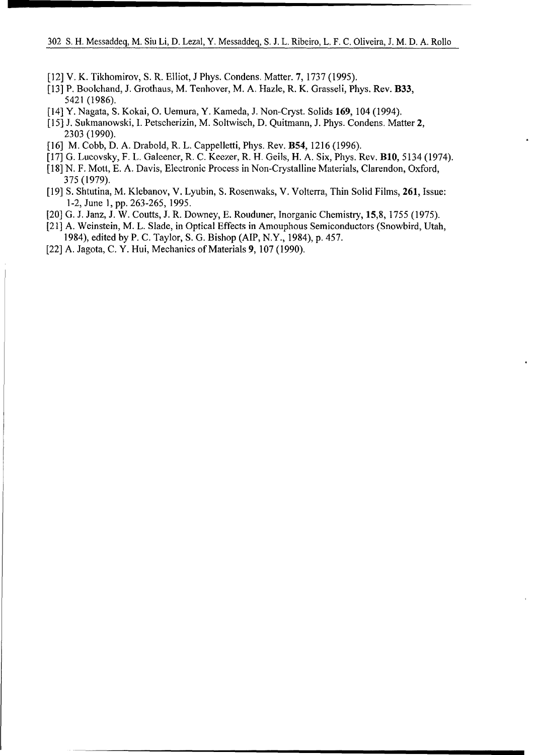[12] V. K. Tikhomirov, S. R. Elliot, J Phys. Condens. Matter. **7**, 1737 (1995).

[13] P. Boolchand, J. Grothaus, M. Tenhover, M. A. Hazle, R. K. Grasseli, Phys. Rev. **B33**, 5421 (1986).

[14] Y. Nagata, S. Kokai, O. Uemura, Y. Kameda, J. Non-Cryst. Solids **169**, 104 (1994).

[15] J. Sukmanowski, I. Petscherizin, M. Soltwisch, D. Quitmann, J. Phys. Condens. Matter **2**, 2303 (1990).

[16] M. Cobb, D. A. Drabold, R. L. Cappelletti, Phys. Rev. **B54**, 1216 (1996).

[17] G. Lucovsky, F. L. Galeener, R. C. Keezer, R. H. Geils, H. A. Six, Phys. Rev. **B10**, 5134 (1974).

[18] N. F. Mott, E. A. Davis, Electronic Process in Non-Crystalline Materials, Clarendon, Oxford, 375 (1979).

[19] S. Shtutina, M. Klebanov, V. Lyubin, S. Rosenwaks, V. Volterra, Thin Solid Films, **261**, Issue: 1-2, June 1, pp. 263-265, 1995.

[20] G. J. Janz, J. W. Coutts, J. R. Downey, E. Rouduner, Inorganic Chemistry, **15**,8, 1755 (1975).

[21] A. Weinstein, M. L. Slade, in Optical Effects in Amouphous Semiconductors (Snowbird, Utah, 1984), edited by P. C. Taylor, S. G. Bishop (AIP, N.Y., 1984), p. 457.

[22] A. Jagota, C. Y. Hui, Mechanics of Materials **9**, 107 (1990).